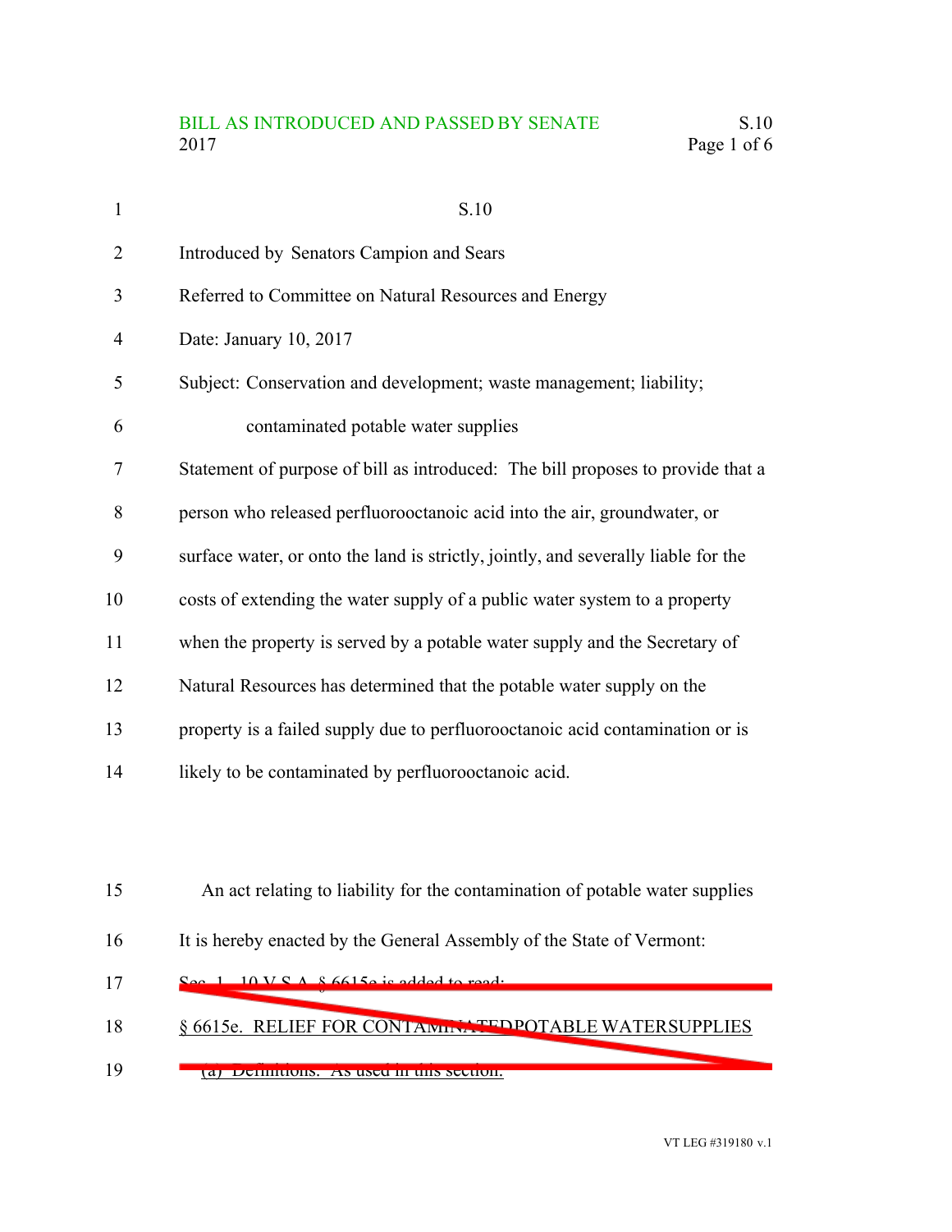S.10

Introduced by Senators Campion and Sears

Referred to Committee on Natural Resources and Energy

Date: January 10, 2017

Subject: Conservation and development; waste management; liability; contaminated potable water supplies

Statement of purpose of bill as introduced: The bill proposes to provide that a person who released perfluorooctanoic acid into the air, groundwater, or surface water, or onto the land is strictly, jointly, and severally liable for the costs of extending the water supply of a public water system to a property when the property is served by a potable water supply and the Secretary of Natural Resources has determined that the potable water supply on the property is a failed supply due to perfluorooctanoic acid contamination or is likely to be contaminated by perfluorooctanoic acid.

An act relating to liability for the contamination of potable water supplies

It is hereby enacted by the General Assembly of the State of Vermont:

~~Sec. 1. 10 V.S.A. § 6615e is added to read:~~

~~§ 6615e. RELIEF FOR CONTAMINATED POTABLE WATER SUPPLIES~~

~~(a) Definitions. As used in this section:~~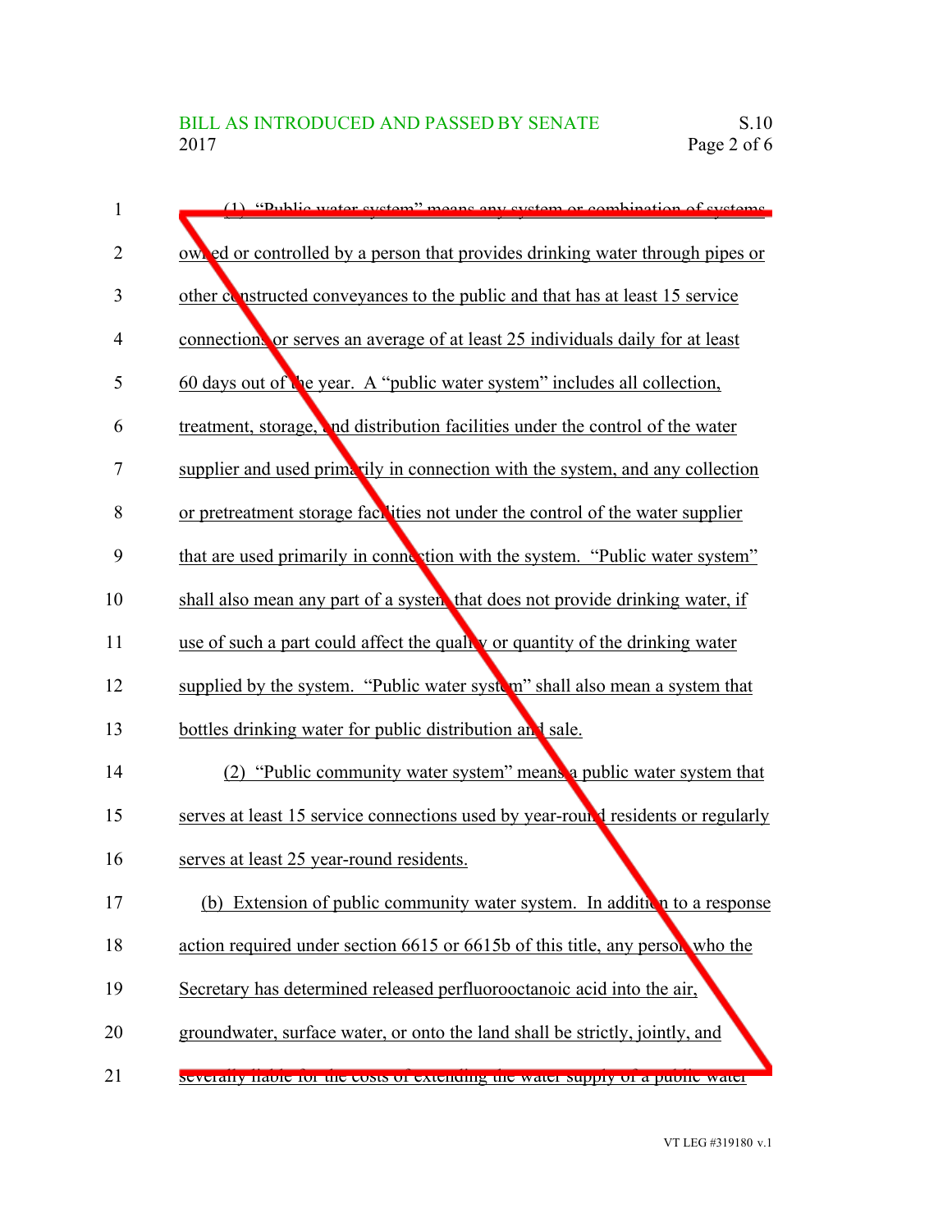(1) "Public water system" means any system or combination of systems owned or controlled by a person that provides drinking water through pipes or other constructed conveyances to the public and that has at least 15 service connections or serves an average of at least 25 individuals daily for at least 60 days out of the year. A "public water system" includes all collection, treatment, storage, and distribution facilities under the control of the water supplier and used primarily in connection with the system, and any collection or pretreatment storage facilities not under the control of the water supplier that are used primarily in connection with the system. "Public water system" shall also mean any part of a system that does not provide drinking water, if use of such a part could affect the quality or quantity of the drinking water supplied by the system. "Public water system" shall also mean a system that bottles drinking water for public distribution and sale.

(2) "Public community water system" means a public water system that serves at least 15 service connections used by year-round residents or regularly serves at least 25 year-round residents.

(b) Extension of public community water system. In addition to a response action required under section 6615 or 6615b of this title, any person who the Secretary has determined released perfluorooctanoic acid into the air, groundwater, surface water, or onto the land shall be strictly, jointly, and severally liable for the costs of extending the water supply of a public water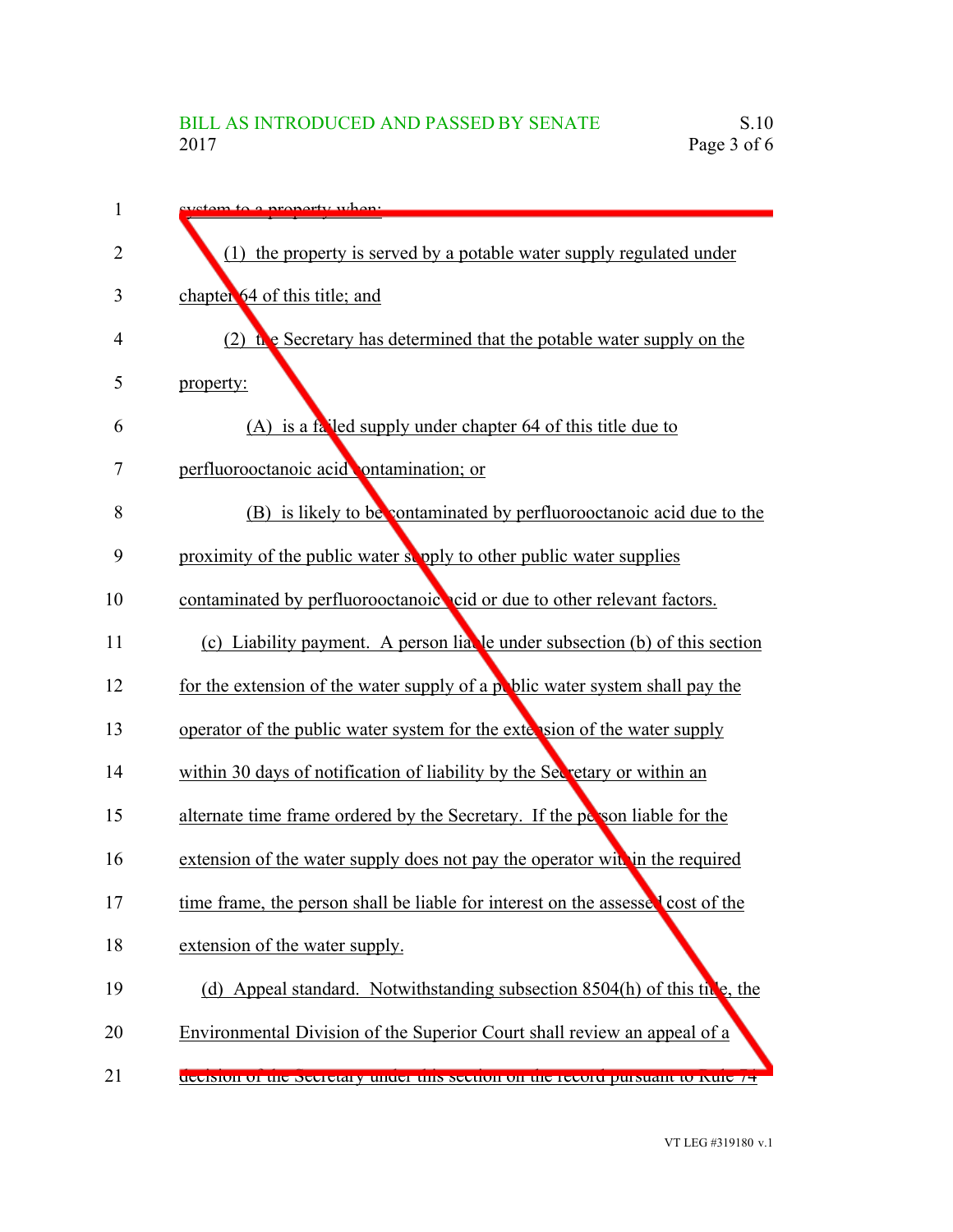system to a property when:

(1) the property is served by a potable water supply regulated under chapter 64 of this title; and

(2) the Secretary has determined that the potable water supply on the property:

(A) is a failed supply under chapter 64 of this title due to perfluorooctanoic acid contamination; or

(B) is likely to be contaminated by perfluorooctanoic acid due to the proximity of the public water supply to other public water supplies contaminated by perfluorooctanoic acid or due to other relevant factors.

(c) Liability payment. A person liable under subsection (b) of this section for the extension of the water supply of a public water system shall pay the operator of the public water system for the extension of the water supply within 30 days of notification of liability by the Secretary or within an alternate time frame ordered by the Secretary. If the person liable for the extension of the water supply does not pay the operator within the required time frame, the person shall be liable for interest on the assessed cost of the extension of the water supply.

(d) Appeal standard. Notwithstanding subsection 8504(h) of this title, the Environmental Division of the Superior Court shall review an appeal of a decision of the Secretary under this section on the record pursuant to Rule 74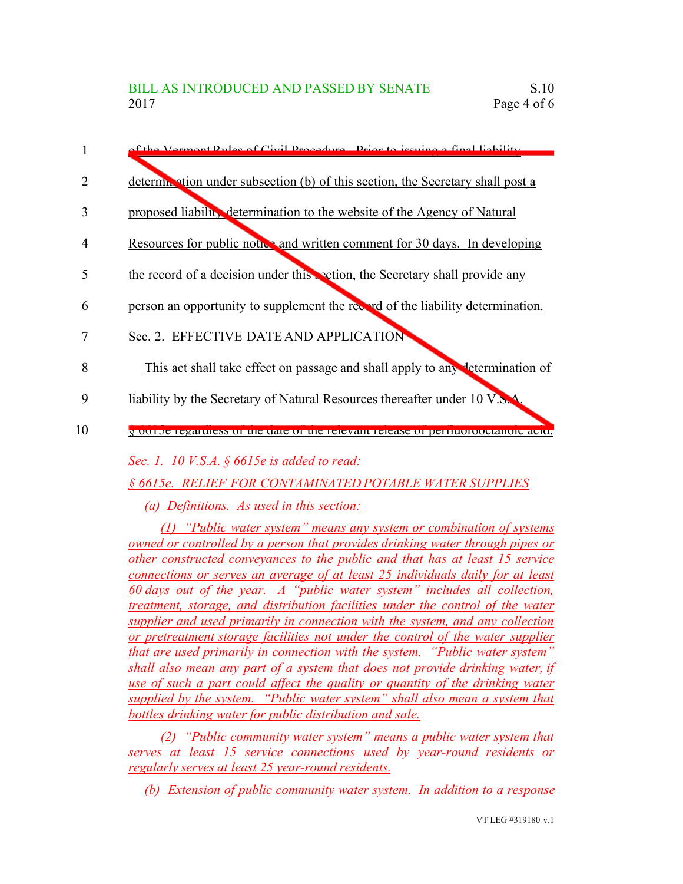of the Vermont Rules of Civil Procedure. Prior to issuing a final liability determination under subsection (b) of this section, the Secretary shall post a proposed liability determination to the website of the Agency of Natural Resources for public notice and written comment for 30 days. In developing the record of a decision under this section, the Secretary shall provide any person an opportunity to supplement the record of the liability determination.

Sec. 2. EFFECTIVE DATE AND APPLICATION

This act shall take effect on passage and shall apply to any determination of liability by the Secretary of Natural Resources thereafter under 10 V.S.A. § 6615e regardless of the date of the relevant release of perfluorooctanoic acid.

*Sec. 1. 10 V.S.A. § 6615e is added to read:*

*§ 6615e. RELIEF FOR CONTAMINATED POTABLE WATER SUPPLIES*

*(a) Definitions. As used in this section:*

*(1) "Public water system" means any system or combination of systems owned or controlled by a person that provides drinking water through pipes or other constructed conveyances to the public and that has at least 15 service connections or serves an average of at least 25 individuals daily for at least 60 days out of the year. A "public water system" includes all collection, treatment, storage, and distribution facilities under the control of the water supplier and used primarily in connection with the system, and any collection or pretreatment storage facilities not under the control of the water supplier that are used primarily in connection with the system. "Public water system" shall also mean any part of a system that does not provide drinking water, if use of such a part could affect the quality or quantity of the drinking water supplied by the system. "Public water system" shall also mean a system that bottles drinking water for public distribution and sale.*

*(2) "Public community water system" means a public water system that serves at least 15 service connections used by year-round residents or regularly serves at least 25 year-round residents.*

*(b) Extension of public community water system. In addition to a response*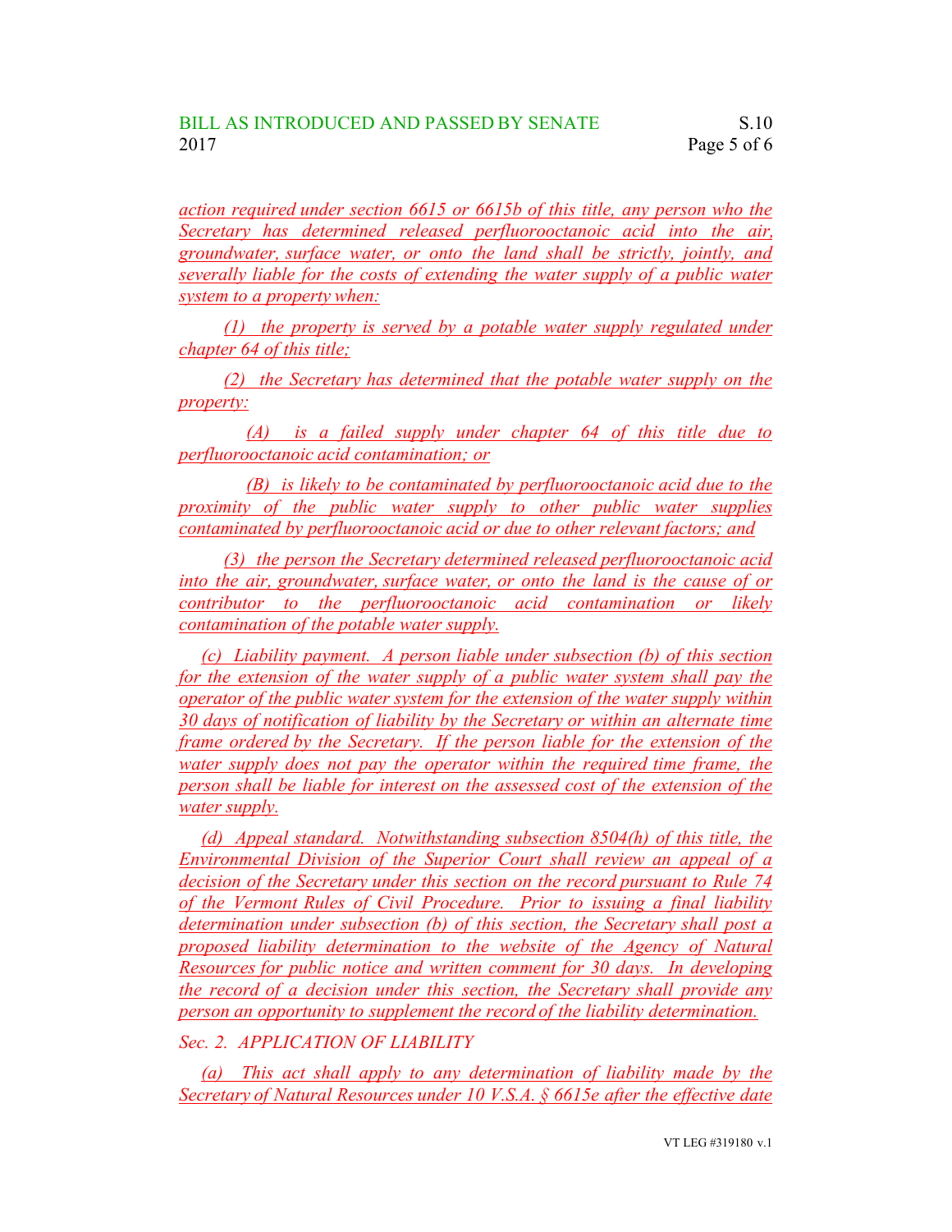action required under section 6615 or 6615b of this title, any person who the Secretary has determined released perfluorooctanoic acid into the air, groundwater, surface water, or onto the land shall be strictly, jointly, and severally liable for the costs of extending the water supply of a public water system to a property when:

(1) the property is served by a potable water supply regulated under chapter 64 of this title;

(2) the Secretary has determined that the potable water supply on the property:

(A) is a failed supply under chapter 64 of this title due to perfluorooctanoic acid contamination; or

(B) is likely to be contaminated by perfluorooctanoic acid due to the proximity of the public water supply to other public water supplies contaminated by perfluorooctanoic acid or due to other relevant factors; and

(3) the person the Secretary determined released perfluorooctanoic acid into the air, groundwater, surface water, or onto the land is the cause of or contributor to the perfluorooctanoic acid contamination or likely contamination of the potable water supply.

(c) Liability payment. A person liable under subsection (b) of this section for the extension of the water supply of a public water system shall pay the operator of the public water system for the extension of the water supply within 30 days of notification of liability by the Secretary or within an alternate time frame ordered by the Secretary. If the person liable for the extension of the water supply does not pay the operator within the required time frame, the person shall be liable for interest on the assessed cost of the extension of the water supply.

(d) Appeal standard. Notwithstanding subsection 8504(h) of this title, the Environmental Division of the Superior Court shall review an appeal of a decision of the Secretary under this section on the record pursuant to Rule 74 of the Vermont Rules of Civil Procedure. Prior to issuing a final liability determination under subsection (b) of this section, the Secretary shall post a proposed liability determination to the website of the Agency of Natural Resources for public notice and written comment for 30 days. In developing the record of a decision under this section, the Secretary shall provide any person an opportunity to supplement the record of the liability determination.

Sec. 2. APPLICATION OF LIABILITY

(a) This act shall apply to any determination of liability made by the Secretary of Natural Resources under 10 V.S.A. § 6615e after the effective date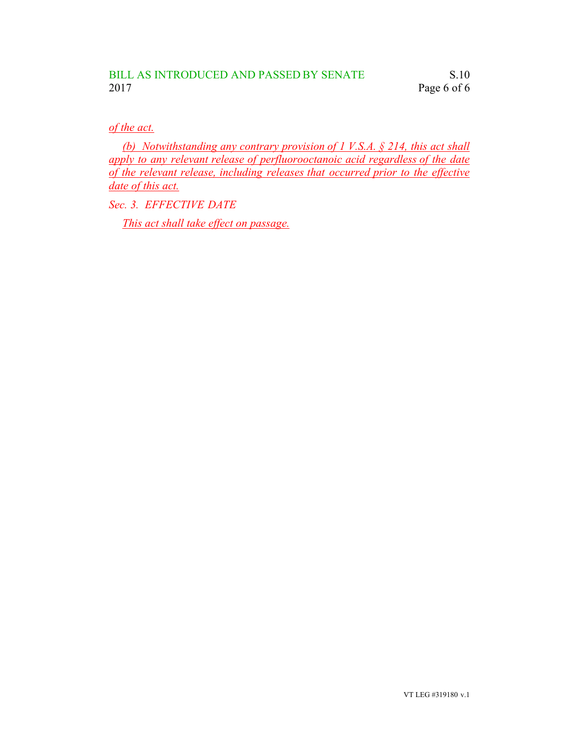*of the act.*

*(b) Notwithstanding any contrary provision of 1 V.S.A. § 214, this act shall apply to any relevant release of perfluorooctanoic acid regardless of the date of the relevant release, including releases that occurred prior to the effective date of this act.*

*Sec. 3. EFFECTIVE DATE*

*This act shall take effect on passage.*

VT LEG #319180 v.1